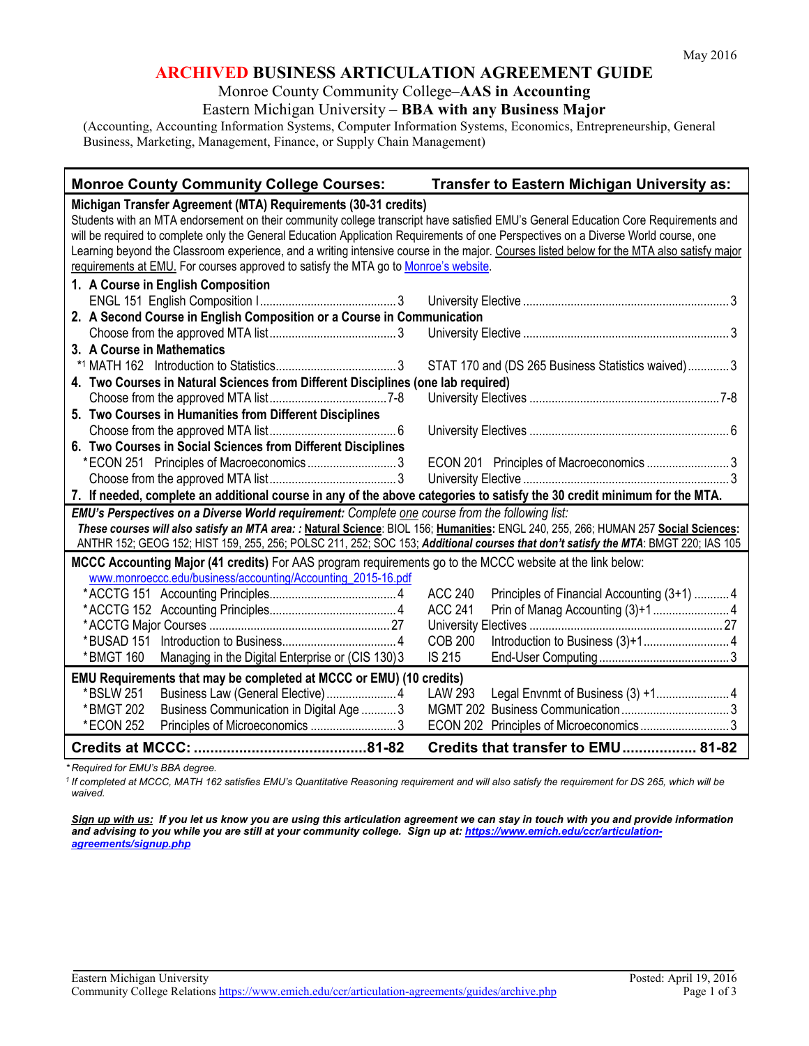May 2016

# ARCHIVED BUSINESS ARTICULATION AGREEMENT GUIDE

Monroe County Community College–**AAS in Accounting**

Eastern Michigan University – **BBA with any Business Major**

(Accounting, Accounting Information Systems, Computer Information Systems, Economics, Entrepreneurship, General Business, Marketing, Management, Finance, or Supply Chain Management)

| Monroe County Community College Courses: | | Transfer to Eastern Michigan University as: | |
|---|---|---|---|
| **Michigan Transfer Agreement (MTA) Requirements (30-31 credits)** | | | |
| Students with an MTA endorsement on their community college transcript have satisfied EMU's General Education Core Requirements and will be required to complete only the General Education Application Requirements of one Perspectives on a Diverse World course, one Learning beyond the Classroom experience, and a writing intensive course in the major. Courses listed below for the MTA also satisfy major requirements at EMU. For courses approved to satisfy the MTA go to Monroe's website. | | | |
| **1. A Course in English Composition** | | | |
| ENGL 151 English Composition I | 3 | University Elective | 3 |
| **2. A Second Course in English Composition or a Course in Communication** | | | |
| Choose from the approved MTA list | 3 | University Elective | 3 |
| **3. A Course in Mathematics** | | | |
| *[1] MATH 162 Introduction to Statistics | 3 | STAT 170 and (DS 265 Business Statistics waived) | 3 |
| **4. Two Courses in Natural Sciences from Different Disciplines (one lab required)** | | | |
| Choose from the approved MTA list | 7-8 | University Electives | 7-8 |
| **5. Two Courses in Humanities from Different Disciplines** | | | |
| Choose from the approved MTA list | 6 | University Electives | 6 |
| **6. Two Courses in Social Sciences from Different Disciplines** | | | |
| *ECON 251 Principles of Macroeconomics | 3 | ECON 201 Principles of Macroeconomics | 3 |
| Choose from the approved MTA list | 3 | University Elective | 3 |
| **7. If needed, complete an additional course in any of the above categories to satisfy the 30 credit minimum for the MTA.** | | | |
| ***EMU's Perspectives on a Diverse World requirement:*** *Complete one course from the following list:* ***These courses will also satisfy an MTA area: :*** **Natural Science**: BIOL 156; **Humanities:** ENGL 240, 255, 266; HUMAN 257 **Social Sciences:** ANTHR 152; GEOG 152; HIST 159, 255, 256; POLSC 211, 252; SOC 153; ***Additional courses that don't satisfy the MTA***: BMGT 220; IAS 105 | | | |
| **MCCC Accounting Major (41 credits)** For AAS program requirements go to the MCCC website at the link below: www.monroeccc.edu/business/accounting/Accounting_2015-16.pdf | | | |
| *ACCTG 151 Accounting Principles | 4 | ACC 240 Principles of Financial Accounting (3+1) | 4 |
| *ACCTG 152 Accounting Principles | 4 | ACC 241 Prin of Manag Accounting (3)+1 | 4 |
| *ACCTG Major Courses | 27 | University Electives | 27 |
| *BUSAD 151 Introduction to Business | 4 | COB 200 Introduction to Business (3)+1 | 4 |
| *BMGT 160 Managing in the Digital Enterprise or (CIS 130) | 3 | IS 215 End-User Computing | 3 |
| **EMU Requirements that may be completed at MCCC or EMU) (10 credits)** | | | |
| *BSLW 251 Business Law (General Elective) | 4 | LAW 293 Legal Envnmt of Business (3) +1 | 4 |
| *BMGT 202 Business Communication in Digital Age | 3 | MGMT 202 Business Communication | 3 |
| *ECON 252 Principles of Microeconomics | 3 | ECON 202 Principles of Microeconomics | 3 |
| **Credits at MCCC:** | **81-82** | **Credits that transfer to EMU** | **81-82** |

*\* Required for EMU's BBA degree.*

*[1] If completed at MCCC, MATH 162 satisfies EMU's Quantitative Reasoning requirement and will also satisfy the requirement for DS 265, which will be waived.*

***Sign up with us:* If you let us know you are using this articulation agreement we can stay in touch with you and provide information and advising to you while you are still at your community college. Sign up at: https://www.emich.edu/ccr/articulation-agreements/signup.php**

Eastern Michigan University
Community College Relations https://www.emich.edu/ccr/articulation-agreements/guides/archive.php

Posted: April 19, 2016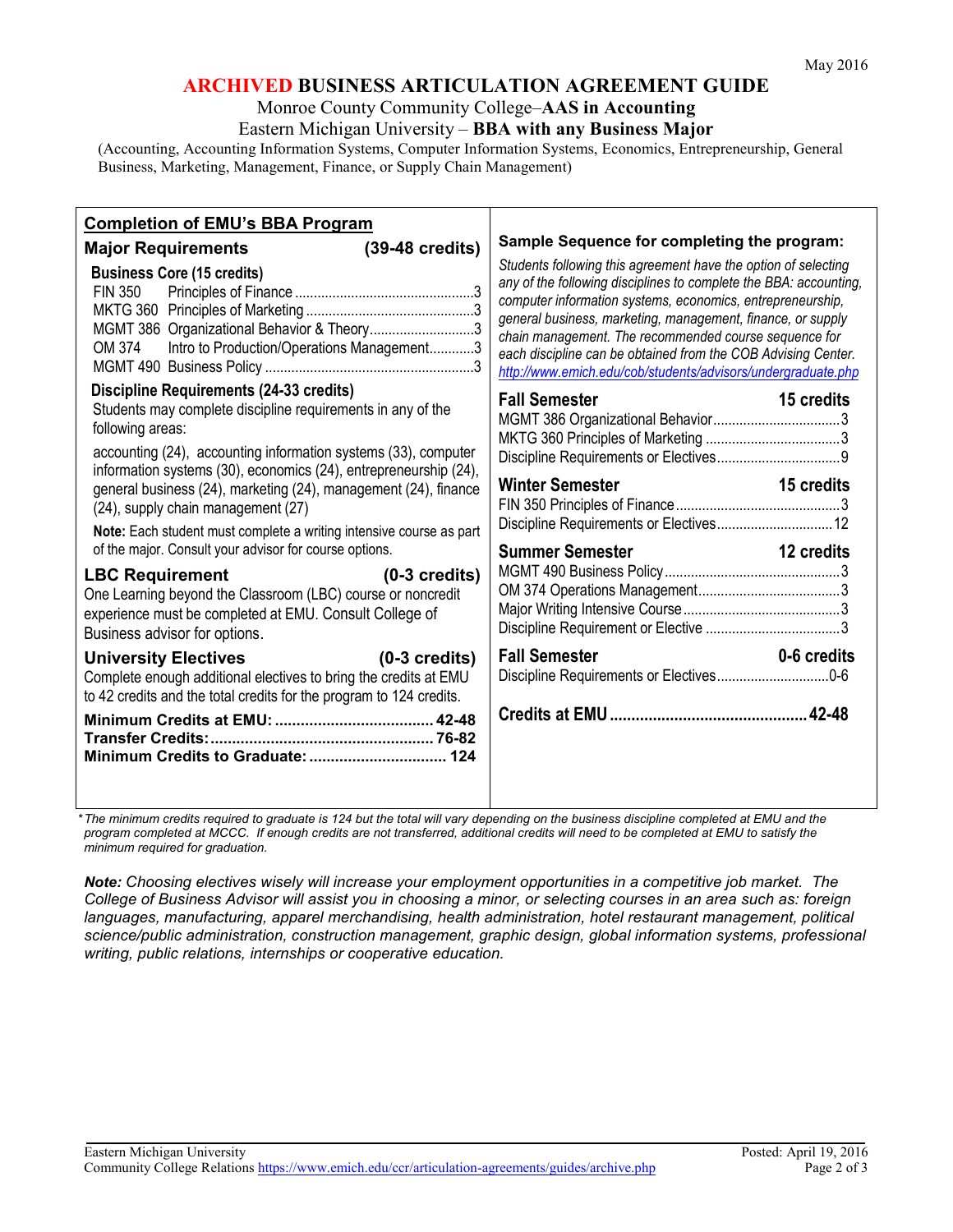May 2016

# ARCHIVED BUSINESS ARTICULATION AGREEMENT GUIDE

Monroe County Community College–**AAS in Accounting**

Eastern Michigan University – **BBA with any Business Major**

(Accounting, Accounting Information Systems, Computer Information Systems, Economics, Entrepreneurship, General Business, Marketing, Management, Finance, or Supply Chain Management)

## Completion of EMU's BBA Program

### Major Requirements (39-48 credits)

**Business Core (15 credits)**

| Course | Title | Credits |
|---|---|---|
| FIN 350 | Principles of Finance | 3 |
| MKTG 360 | Principles of Marketing | 3 |
| MGMT 386 | Organizational Behavior & Theory | 3 |
| OM 374 | Intro to Production/Operations Management | 3 |
| MGMT 490 | Business Policy | 3 |

**Discipline Requirements (24-33 credits)**

Students may complete discipline requirements in any of the following areas:

accounting (24), accounting information systems (33), computer information systems (30), economics (24), entrepreneurship (24), general business (24), marketing (24), management (24), finance (24), supply chain management (27)

**Note:** Each student must complete a writing intensive course as part of the major. Consult your advisor for course options.

### LBC Requirement (0-3 credits)

One Learning beyond the Classroom (LBC) course or noncredit experience must be completed at EMU. Consult College of Business advisor for options.

### University Electives (0-3 credits)

Complete enough additional electives to bring the credits at EMU to 42 credits and the total credits for the program to 124 credits.

**Minimum Credits at EMU:** 42-48
**Transfer Credits:** 76-82
**Minimum Credits to Graduate:** 124

## Sample Sequence for completing the program:

*Students following this agreement have the option of selecting any of the following disciplines to complete the BBA: accounting, computer information systems, economics, entrepreneurship, general business, marketing, management, finance, or supply chain management. The recommended course sequence for each discipline can be obtained from the COB Advising Center.* *http://www.emich.edu/cob/students/advisors/undergraduate.php*

**Fall Semester — 15 credits**

| Course | Credits |
|---|---|
| MGMT 386 Organizational Behavior | 3 |
| MKTG 360 Principles of Marketing | 3 |
| Discipline Requirements or Electives | 9 |

**Winter Semester — 15 credits**

| Course | Credits |
|---|---|
| FIN 350 Principles of Finance | 3 |
| Discipline Requirements or Electives | 12 |

**Summer Semester — 12 credits**

| Course | Credits |
|---|---|
| MGMT 490 Business Policy | 3 |
| OM 374 Operations Management | 3 |
| Major Writing Intensive Course | 3 |
| Discipline Requirement or Elective | 3 |

**Fall Semester — 0-6 credits**

| Course | Credits |
|---|---|
| Discipline Requirements or Electives | 0-6 |

**Credits at EMU** 42-48

*\*The minimum credits required to graduate is 124 but the total will vary depending on the business discipline completed at EMU and the program completed at MCCC. If enough credits are not transferred, additional credits will need to be completed at EMU to satisfy the minimum required for graduation.*

***Note:** Choosing electives wisely will increase your employment opportunities in a competitive job market. The College of Business Advisor will assist you in choosing a minor, or selecting courses in an area such as: foreign languages, manufacturing, apparel merchandising, health administration, hotel restaurant management, political science/public administration, construction management, graphic design, global information systems, professional writing, public relations, internships or cooperative education.*

Eastern Michigan University
Community College Relations https://www.emich.edu/ccr/articulation-agreements/guides/archive.php

Posted: April 19, 2016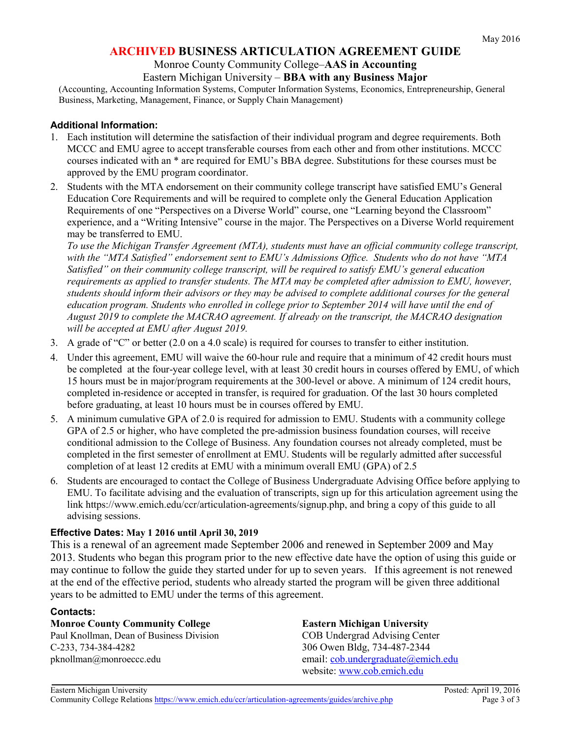May 2016

# ARCHIVED BUSINESS ARTICULATION AGREEMENT GUIDE

Monroe County Community College–**AAS in Accounting**

Eastern Michigan University – **BBA with any Business Major**

(Accounting, Accounting Information Systems, Computer Information Systems, Economics, Entrepreneurship, General Business, Marketing, Management, Finance, or Supply Chain Management)

### Additional Information:

1. Each institution will determine the satisfaction of their individual program and degree requirements. Both MCCC and EMU agree to accept transferable courses from each other and from other institutions. MCCC courses indicated with an * are required for EMU's BBA degree. Substitutions for these courses must be approved by the EMU program coordinator.
2. Students with the MTA endorsement on their community college transcript have satisfied EMU's General Education Core Requirements and will be required to complete only the General Education Application Requirements of one "Perspectives on a Diverse World" course, one "Learning beyond the Classroom" experience, and a "Writing Intensive" course in the major. The Perspectives on a Diverse World requirement may be transferred to EMU.
   *To use the Michigan Transfer Agreement (MTA), students must have an official community college transcript, with the "MTA Satisfied" endorsement sent to EMU's Admissions Office. Students who do not have "MTA Satisfied" on their community college transcript, will be required to satisfy EMU's general education requirements as applied to transfer students. The MTA may be completed after admission to EMU, however, students should inform their advisors or they may be advised to complete additional courses for the general education program. Students who enrolled in college prior to September 2014 will have until the end of August 2019 to complete the MACRAO agreement. If already on the transcript, the MACRAO designation will be accepted at EMU after August 2019.*
3. A grade of "C" or better (2.0 on a 4.0 scale) is required for courses to transfer to either institution.
4. Under this agreement, EMU will waive the 60-hour rule and require that a minimum of 42 credit hours must be completed at the four-year college level, with at least 30 credit hours in courses offered by EMU, of which 15 hours must be in major/program requirements at the 300-level or above. A minimum of 124 credit hours, completed in-residence or accepted in transfer, is required for graduation. Of the last 30 hours completed before graduating, at least 10 hours must be in courses offered by EMU.
5. A minimum cumulative GPA of 2.0 is required for admission to EMU. Students with a community college GPA of 2.5 or higher, who have completed the pre-admission business foundation courses, will receive conditional admission to the College of Business. Any foundation courses not already completed, must be completed in the first semester of enrollment at EMU. Students will be regularly admitted after successful completion of at least 12 credits at EMU with a minimum overall EMU (GPA) of 2.5
6. Students are encouraged to contact the College of Business Undergraduate Advising Office before applying to EMU. To facilitate advising and the evaluation of transcripts, sign up for this articulation agreement using the link https://www.emich.edu/ccr/articulation-agreements/signup.php, and bring a copy of this guide to all advising sessions.

### Effective Dates: May 1 2016 until April 30, 2019

This is a renewal of an agreement made September 2006 and renewed in September 2009 and May 2013. Students who began this program prior to the new effective date have the option of using this guide or may continue to follow the guide they started under for up to seven years. If this agreement is not renewed at the end of the effective period, students who already started the program will be given three additional years to be admitted to EMU under the terms of this agreement.

### Contacts:

**Monroe County Community College**
Paul Knollman, Dean of Business Division
C-233, 734-384-4282
pknollman@monroeccc.edu

**Eastern Michigan University**
COB Undergrad Advising Center
306 Owen Bldg, 734-487-2344
email: cob.undergraduate@emich.edu
website: www.cob.emich.edu

Eastern Michigan University
Community College Relations https://www.emich.edu/ccr/articulation-agreements/guides/archive.php

Posted: April 19, 2016